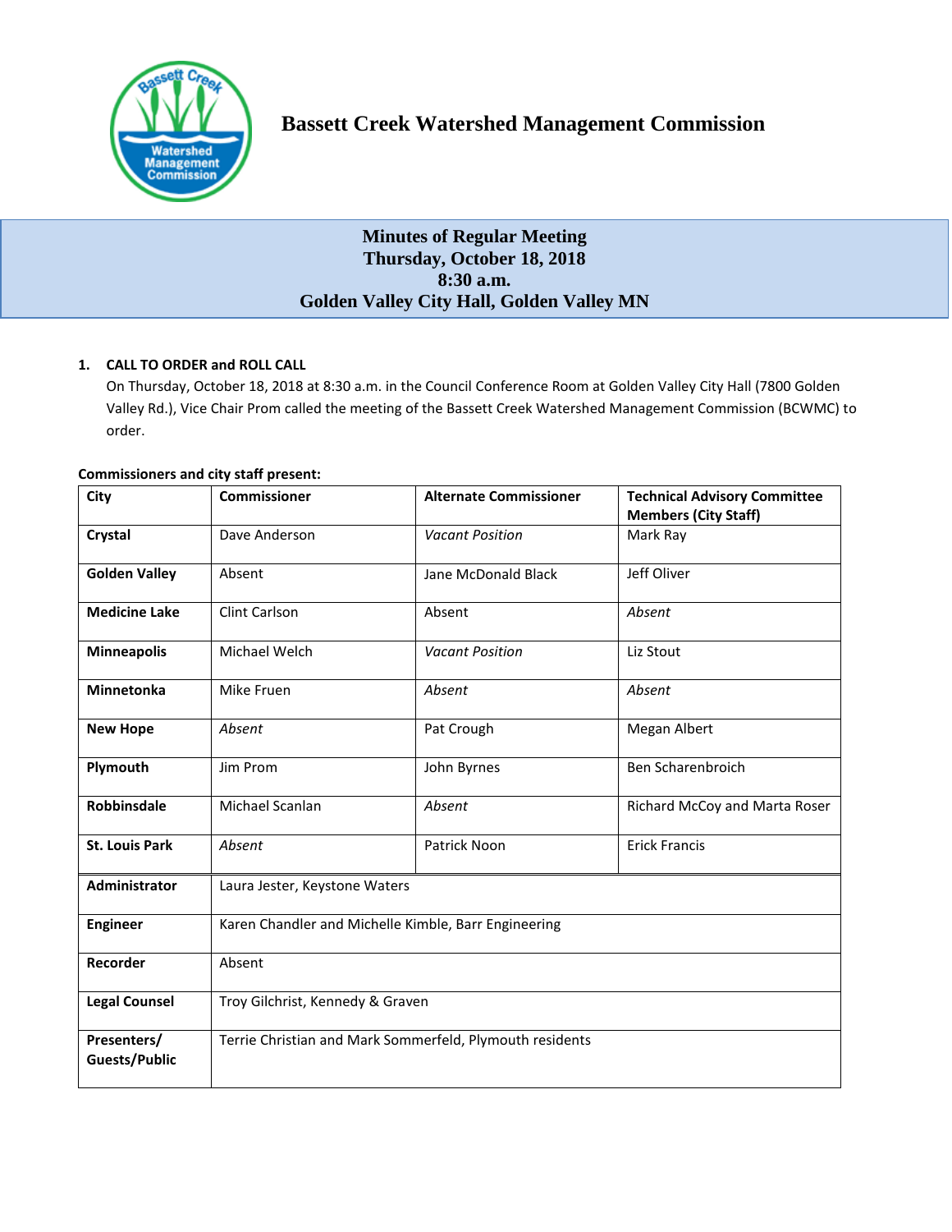# Bassett Creek Watershed Management Commission

## Minutes of Regular Meeting
## Thursday, October 18, 2018
## 8:30 a.m.
## Golden Valley City Hall, Golden Valley MN

**1. CALL TO ORDER and ROLL CALL**

On Thursday, October 18, 2018 at 8:30 a.m. in the Council Conference Room at Golden Valley City Hall (7800 Golden Valley Rd.), Vice Chair Prom called the meeting of the Bassett Creek Watershed Management Commission (BCWMC) to order.

**Commissioners and city staff present:**

| City | Commissioner | Alternate Commissioner | Technical Advisory Committee Members (City Staff) |
|---|---|---|---|
| **Crystal** | Dave Anderson | *Vacant Position* | Mark Ray |
| **Golden Valley** | Absent | Jane McDonald Black | Jeff Oliver |
| **Medicine Lake** | Clint Carlson | Absent | *Absent* |
| **Minneapolis** | Michael Welch | *Vacant Position* | Liz Stout |
| **Minnetonka** | Mike Fruen | *Absent* | *Absent* |
| **New Hope** | *Absent* | Pat Crough | Megan Albert |
| **Plymouth** | Jim Prom | John Byrnes | Ben Scharenbroich |
| **Robbinsdale** | Michael Scanlan | *Absent* | Richard McCoy and Marta Roser |
| **St. Louis Park** | *Absent* | Patrick Noon | Erick Francis |
| **Administrator** | Laura Jester, Keystone Waters | | |
| **Engineer** | Karen Chandler and Michelle Kimble, Barr Engineering | | |
| **Recorder** | Absent | | |
| **Legal Counsel** | Troy Gilchrist, Kennedy & Graven | | |
| **Presenters/ Guests/Public** | Terrie Christian and Mark Sommerfeld, Plymouth residents | | |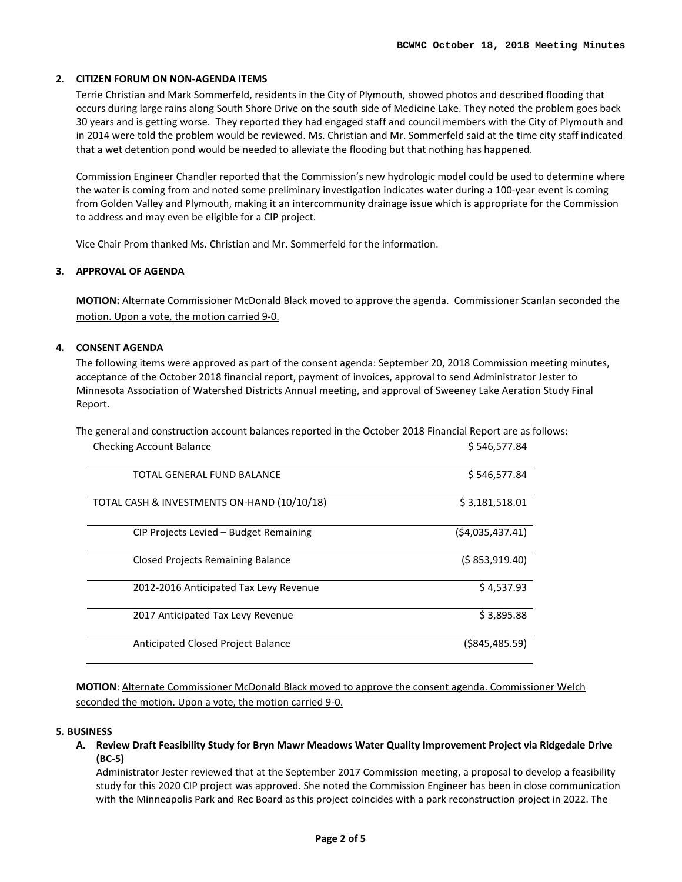## 2. CITIZEN FORUM ON NON-AGENDA ITEMS

Terrie Christian and Mark Sommerfeld, residents in the City of Plymouth, showed photos and described flooding that occurs during large rains along South Shore Drive on the south side of Medicine Lake. They noted the problem goes back 30 years and is getting worse. They reported they had engaged staff and council members with the City of Plymouth and in 2014 were told the problem would be reviewed. Ms. Christian and Mr. Sommerfeld said at the time city staff indicated that a wet detention pond would be needed to alleviate the flooding but that nothing has happened.

Commission Engineer Chandler reported that the Commission's new hydrologic model could be used to determine where the water is coming from and noted some preliminary investigation indicates water during a 100-year event is coming from Golden Valley and Plymouth, making it an intercommunity drainage issue which is appropriate for the Commission to address and may even be eligible for a CIP project.

Vice Chair Prom thanked Ms. Christian and Mr. Sommerfeld for the information.

## 3. APPROVAL OF AGENDA

**MOTION:** Alternate Commissioner McDonald Black moved to approve the agenda. Commissioner Scanlan seconded the motion. Upon a vote, the motion carried 9-0.

## 4. CONSENT AGENDA

The following items were approved as part of the consent agenda: September 20, 2018 Commission meeting minutes, acceptance of the October 2018 financial report, payment of invoices, approval to send Administrator Jester to Minnesota Association of Watershed Districts Annual meeting, and approval of Sweeney Lake Aeration Study Final Report.

The general and construction account balances reported in the October 2018 Financial Report are as follows:

| | |
|---|---|
| Checking Account Balance | $ 546,577.84 |
| TOTAL GENERAL FUND BALANCE | $ 546,577.84 |
| TOTAL CASH & INVESTMENTS ON-HAND (10/10/18) | $ 3,181,518.01 |
| CIP Projects Levied – Budget Remaining | ($4,035,437.41) |
| Closed Projects Remaining Balance | ($ 853,919.40) |
| 2012-2016 Anticipated Tax Levy Revenue | $ 4,537.93 |
| 2017 Anticipated Tax Levy Revenue | $ 3,895.88 |
| Anticipated Closed Project Balance | ($845,485.59) |

**MOTION**: Alternate Commissioner McDonald Black moved to approve the consent agenda. Commissioner Welch seconded the motion. Upon a vote, the motion carried 9-0.

## 5. BUSINESS

### A. Review Draft Feasibility Study for Bryn Mawr Meadows Water Quality Improvement Project via Ridgedale Drive (BC-5)

Administrator Jester reviewed that at the September 2017 Commission meeting, a proposal to develop a feasibility study for this 2020 CIP project was approved. She noted the Commission Engineer has been in close communication with the Minneapolis Park and Rec Board as this project coincides with a park reconstruction project in 2022. The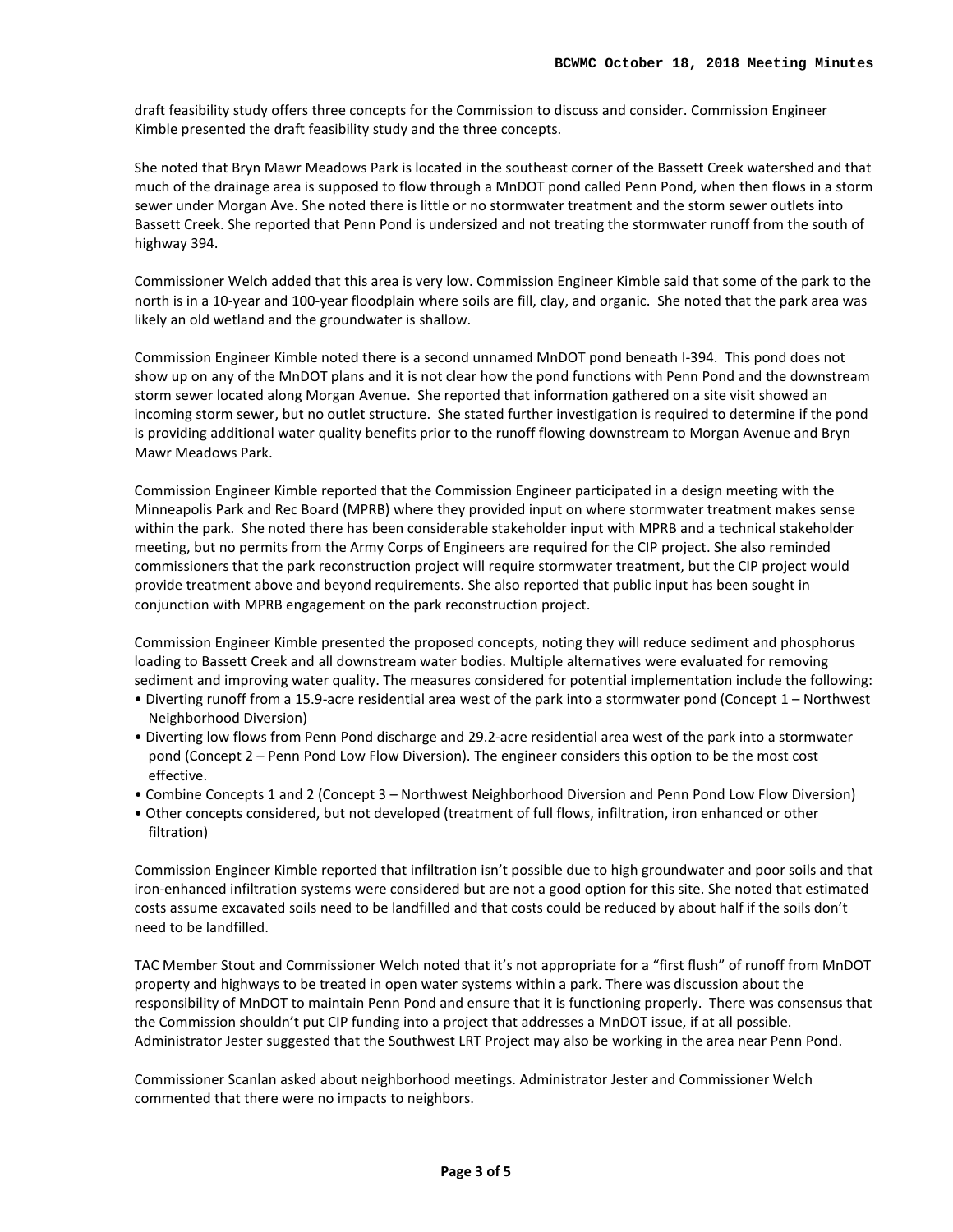draft feasibility study offers three concepts for the Commission to discuss and consider. Commission Engineer Kimble presented the draft feasibility study and the three concepts.

She noted that Bryn Mawr Meadows Park is located in the southeast corner of the Bassett Creek watershed and that much of the drainage area is supposed to flow through a MnDOT pond called Penn Pond, when then flows in a storm sewer under Morgan Ave. She noted there is little or no stormwater treatment and the storm sewer outlets into Bassett Creek. She reported that Penn Pond is undersized and not treating the stormwater runoff from the south of highway 394.

Commissioner Welch added that this area is very low. Commission Engineer Kimble said that some of the park to the north is in a 10-year and 100-year floodplain where soils are fill, clay, and organic. She noted that the park area was likely an old wetland and the groundwater is shallow.

Commission Engineer Kimble noted there is a second unnamed MnDOT pond beneath I-394. This pond does not show up on any of the MnDOT plans and it is not clear how the pond functions with Penn Pond and the downstream storm sewer located along Morgan Avenue. She reported that information gathered on a site visit showed an incoming storm sewer, but no outlet structure. She stated further investigation is required to determine if the pond is providing additional water quality benefits prior to the runoff flowing downstream to Morgan Avenue and Bryn Mawr Meadows Park.

Commission Engineer Kimble reported that the Commission Engineer participated in a design meeting with the Minneapolis Park and Rec Board (MPRB) where they provided input on where stormwater treatment makes sense within the park. She noted there has been considerable stakeholder input with MPRB and a technical stakeholder meeting, but no permits from the Army Corps of Engineers are required for the CIP project. She also reminded commissioners that the park reconstruction project will require stormwater treatment, but the CIP project would provide treatment above and beyond requirements. She also reported that public input has been sought in conjunction with MPRB engagement on the park reconstruction project.

Commission Engineer Kimble presented the proposed concepts, noting they will reduce sediment and phosphorus loading to Bassett Creek and all downstream water bodies. Multiple alternatives were evaluated for removing sediment and improving water quality. The measures considered for potential implementation include the following:

- Diverting runoff from a 15.9-acre residential area west of the park into a stormwater pond (Concept 1 – Northwest Neighborhood Diversion)
- Diverting low flows from Penn Pond discharge and 29.2-acre residential area west of the park into a stormwater pond (Concept 2 – Penn Pond Low Flow Diversion). The engineer considers this option to be the most cost effective.
- Combine Concepts 1 and 2 (Concept 3 – Northwest Neighborhood Diversion and Penn Pond Low Flow Diversion)
- Other concepts considered, but not developed (treatment of full flows, infiltration, iron enhanced or other filtration)

Commission Engineer Kimble reported that infiltration isn't possible due to high groundwater and poor soils and that iron-enhanced infiltration systems were considered but are not a good option for this site. She noted that estimated costs assume excavated soils need to be landfilled and that costs could be reduced by about half if the soils don't need to be landfilled.

TAC Member Stout and Commissioner Welch noted that it's not appropriate for a "first flush" of runoff from MnDOT property and highways to be treated in open water systems within a park. There was discussion about the responsibility of MnDOT to maintain Penn Pond and ensure that it is functioning properly. There was consensus that the Commission shouldn't put CIP funding into a project that addresses a MnDOT issue, if at all possible. Administrator Jester suggested that the Southwest LRT Project may also be working in the area near Penn Pond.

Commissioner Scanlan asked about neighborhood meetings. Administrator Jester and Commissioner Welch commented that there were no impacts to neighbors.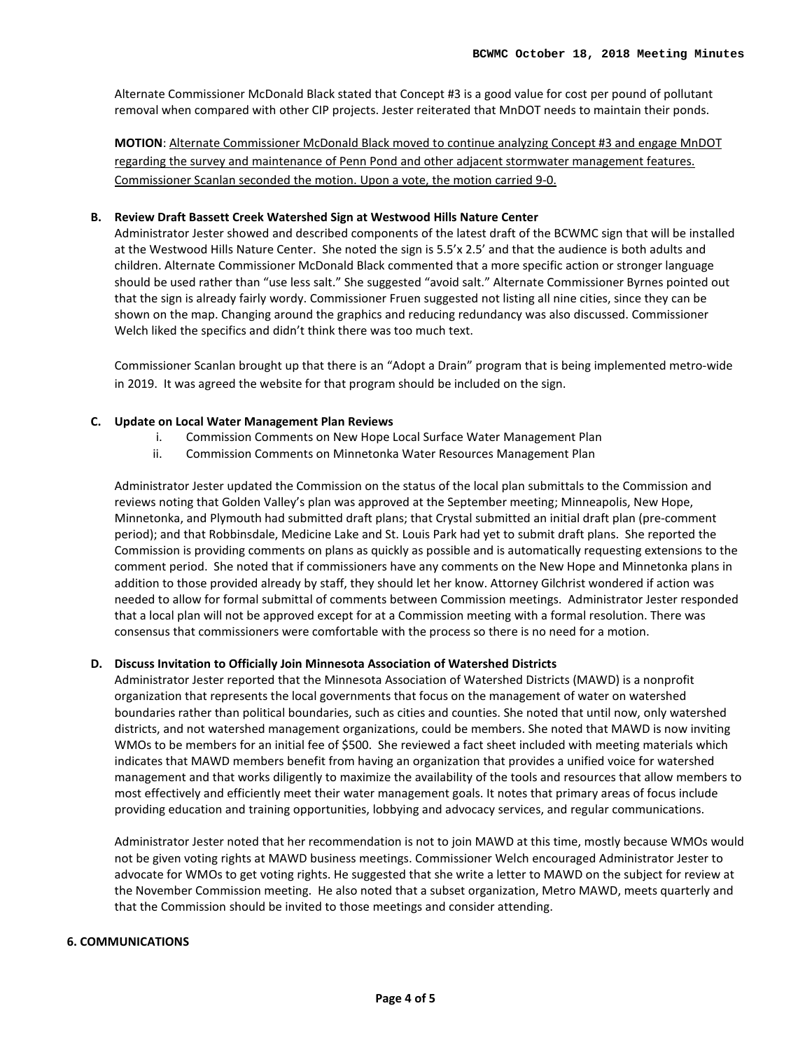Alternate Commissioner McDonald Black stated that Concept #3 is a good value for cost per pound of pollutant removal when compared with other CIP projects. Jester reiterated that MnDOT needs to maintain their ponds.

**MOTION**: Alternate Commissioner McDonald Black moved to continue analyzing Concept #3 and engage MnDOT regarding the survey and maintenance of Penn Pond and other adjacent stormwater management features. Commissioner Scanlan seconded the motion. Upon a vote, the motion carried 9-0.

**B. Review Draft Bassett Creek Watershed Sign at Westwood Hills Nature Center**

Administrator Jester showed and described components of the latest draft of the BCWMC sign that will be installed at the Westwood Hills Nature Center. She noted the sign is 5.5'x 2.5' and that the audience is both adults and children. Alternate Commissioner McDonald Black commented that a more specific action or stronger language should be used rather than "use less salt." She suggested "avoid salt." Alternate Commissioner Byrnes pointed out that the sign is already fairly wordy. Commissioner Fruen suggested not listing all nine cities, since they can be shown on the map. Changing around the graphics and reducing redundancy was also discussed. Commissioner Welch liked the specifics and didn't think there was too much text.

Commissioner Scanlan brought up that there is an "Adopt a Drain" program that is being implemented metro-wide in 2019. It was agreed the website for that program should be included on the sign.

**C. Update on Local Water Management Plan Reviews**

i. Commission Comments on New Hope Local Surface Water Management Plan
ii. Commission Comments on Minnetonka Water Resources Management Plan

Administrator Jester updated the Commission on the status of the local plan submittals to the Commission and reviews noting that Golden Valley's plan was approved at the September meeting; Minneapolis, New Hope, Minnetonka, and Plymouth had submitted draft plans; that Crystal submitted an initial draft plan (pre-comment period); and that Robbinsdale, Medicine Lake and St. Louis Park had yet to submit draft plans. She reported the Commission is providing comments on plans as quickly as possible and is automatically requesting extensions to the comment period. She noted that if commissioners have any comments on the New Hope and Minnetonka plans in addition to those provided already by staff, they should let her know. Attorney Gilchrist wondered if action was needed to allow for formal submittal of comments between Commission meetings. Administrator Jester responded that a local plan will not be approved except for at a Commission meeting with a formal resolution. There was consensus that commissioners were comfortable with the process so there is no need for a motion.

**D. Discuss Invitation to Officially Join Minnesota Association of Watershed Districts**

Administrator Jester reported that the Minnesota Association of Watershed Districts (MAWD) is a nonprofit organization that represents the local governments that focus on the management of water on watershed boundaries rather than political boundaries, such as cities and counties. She noted that until now, only watershed districts, and not watershed management organizations, could be members. She noted that MAWD is now inviting WMOs to be members for an initial fee of $500. She reviewed a fact sheet included with meeting materials which indicates that MAWD members benefit from having an organization that provides a unified voice for watershed management and that works diligently to maximize the availability of the tools and resources that allow members to most effectively and efficiently meet their water management goals. It notes that primary areas of focus include providing education and training opportunities, lobbying and advocacy services, and regular communications.

Administrator Jester noted that her recommendation is not to join MAWD at this time, mostly because WMOs would not be given voting rights at MAWD business meetings. Commissioner Welch encouraged Administrator Jester to advocate for WMOs to get voting rights. He suggested that she write a letter to MAWD on the subject for review at the November Commission meeting. He also noted that a subset organization, Metro MAWD, meets quarterly and that the Commission should be invited to those meetings and consider attending.

**6. COMMUNICATIONS**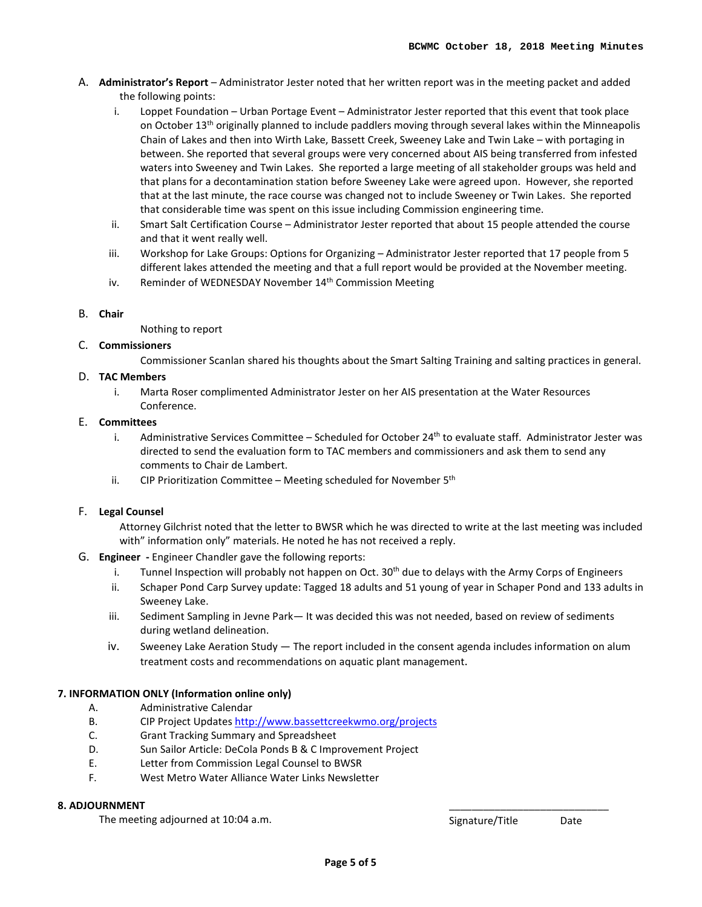A. **Administrator's Report** – Administrator Jester noted that her written report was in the meeting packet and added the following points:

   i. Loppet Foundation – Urban Portage Event – Administrator Jester reported that this event that took place on October 13th originally planned to include paddlers moving through several lakes within the Minneapolis Chain of Lakes and then into Wirth Lake, Bassett Creek, Sweeney Lake and Twin Lake – with portaging in between. She reported that several groups were very concerned about AIS being transferred from infested waters into Sweeney and Twin Lakes. She reported a large meeting of all stakeholder groups was held and that plans for a decontamination station before Sweeney Lake were agreed upon. However, she reported that at the last minute, the race course was changed not to include Sweeney or Twin Lakes. She reported that considerable time was spent on this issue including Commission engineering time.

   ii. Smart Salt Certification Course – Administrator Jester reported that about 15 people attended the course and that it went really well.

   iii. Workshop for Lake Groups: Options for Organizing – Administrator Jester reported that 17 people from 5 different lakes attended the meeting and that a full report would be provided at the November meeting.

   iv. Reminder of WEDNESDAY November 14th Commission Meeting

B. **Chair**

   Nothing to report

C. **Commissioners**

   Commissioner Scanlan shared his thoughts about the Smart Salting Training and salting practices in general.

D. **TAC Members**

   i. Marta Roser complimented Administrator Jester on her AIS presentation at the Water Resources Conference.

E. **Committees**

   i. Administrative Services Committee – Scheduled for October 24th to evaluate staff. Administrator Jester was directed to send the evaluation form to TAC members and commissioners and ask them to send any comments to Chair de Lambert.

   ii. CIP Prioritization Committee – Meeting scheduled for November 5th

F. **Legal Counsel**

   Attorney Gilchrist noted that the letter to BWSR which he was directed to write at the last meeting was included with" information only" materials. He noted he has not received a reply.

G. **Engineer** - Engineer Chandler gave the following reports:

   i. Tunnel Inspection will probably not happen on Oct. 30th due to delays with the Army Corps of Engineers

   ii. Schaper Pond Carp Survey update: Tagged 18 adults and 51 young of year in Schaper Pond and 133 adults in Sweeney Lake.

   iii. Sediment Sampling in Jevne Park— It was decided this was not needed, based on review of sediments during wetland delineation.

   iv. Sweeney Lake Aeration Study — The report included in the consent agenda includes information on alum treatment costs and recommendations on aquatic plant management.

**7. INFORMATION ONLY (Information online only)**

A. Administrative Calendar

B. CIP Project Updates http://www.bassettcreekwmo.org/projects

C. Grant Tracking Summary and Spreadsheet

D. Sun Sailor Article: DeCola Ponds B & C Improvement Project

E. Letter from Commission Legal Counsel to BWSR

F. West Metro Water Alliance Water Links Newsletter

**8. ADJOURNMENT**

The meeting adjourned at 10:04 a.m.

_____________________________

Signature/Title Date